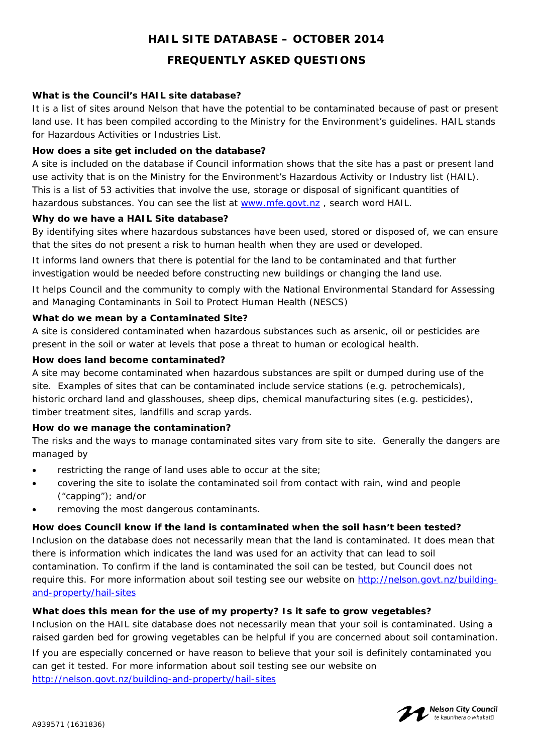# HAIL SITE DATABASE – OCTOBER 2014

## FREQUENTLY ASKED QUESTIONS

**What is the Council's HAIL site database?**

It is a list of sites around Nelson that have the potential to be contaminated because of past or present land use. It has been compiled according to the Ministry for the Environment's guidelines. HAIL stands for Hazardous Activities or Industries List.

**How does a site get included on the database?**

A site is included on the database if Council information shows that the site has a past or present land use activity that is on the Ministry for the Environment's Hazardous Activity or Industry list (HAIL). This is a list of 53 activities that involve the use, storage or disposal of significant quantities of hazardous substances. You can see the list at [www.mfe.govt.nz](http://www.mfe.govt.nz) , search word HAIL.

**Why do we have a HAIL Site database?**

By identifying sites where hazardous substances have been used, stored or disposed of, we can ensure that the sites do not present a risk to human health when they are used or developed.

It informs land owners that there is potential for the land to be contaminated and that further investigation would be needed before constructing new buildings or changing the land use.

It helps Council and the community to comply with the National Environmental Standard for Assessing and Managing Contaminants in Soil to Protect Human Health (NESCS)

**What do we mean by a Contaminated Site?**

A site is considered contaminated when hazardous substances such as arsenic, oil or pesticides are present in the soil or water at levels that pose a threat to human or ecological health.

**How does land become contaminated?**

A site may become contaminated when hazardous substances are spilt or dumped during use of the site. Examples of sites that can be contaminated include service stations (e.g. petrochemicals), historic orchard land and glasshouses, sheep dips, chemical manufacturing sites (e.g. pesticides), timber treatment sites, landfills and scrap yards.

**How do we manage the contamination?**

The risks and the ways to manage contaminated sites vary from site to site. Generally the dangers are managed by

- restricting the range of land uses able to occur at the site;
- covering the site to isolate the contaminated soil from contact with rain, wind and people ("capping"); and/or
- removing the most dangerous contaminants.

**How does Council know if the land is contaminated when the soil hasn't been tested?**

Inclusion on the database does not necessarily mean that the land is contaminated. It does mean that there is information which indicates the land was used for an activity that can lead to soil contamination. To confirm if the land is contaminated the soil can be tested, but Council does not require this. For more information about soil testing see our website on [http://nelson.govt.nz/building-and-property/hail-sites](http://nelson.govt.nz/building-and-property/hail-sites)

**What does this mean for the use of my property? Is it safe to grow vegetables?**

Inclusion on the HAIL site database does not necessarily mean that your soil is contaminated. Using a raised garden bed for growing vegetables can be helpful if you are concerned about soil contamination.

If you are especially concerned or have reason to believe that your soil is definitely contaminated you can get it tested. For more information about soil testing see our website on [http://nelson.govt.nz/building-and-property/hail-sites](http://nelson.govt.nz/building-and-property/hail-sites)

A939571 (1631836)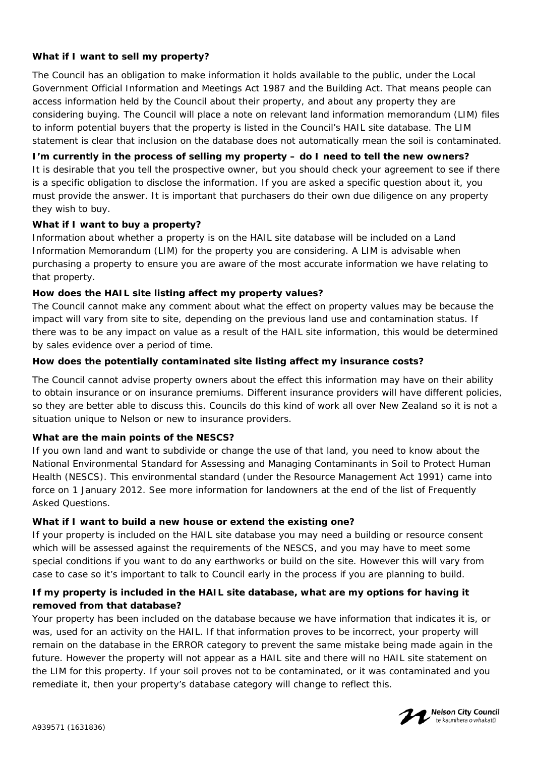### What if I want to sell my property?

The Council has an obligation to make information it holds available to the public, under the Local Government Official Information and Meetings Act 1987 and the Building Act. That means people can access information held by the Council about their property, and about any property they are considering buying. The Council will place a note on relevant land information memorandum (LIM) files to inform potential buyers that the property is listed in the Council's HAIL site database. The LIM statement is clear that inclusion on the database does not automatically mean the soil is contaminated.

### I'm currently in the process of selling my property – do I need to tell the new owners?

It is desirable that you tell the prospective owner, but you should check your agreement to see if there is a specific obligation to disclose the information. If you are asked a specific question about it, you must provide the answer. It is important that purchasers do their own due diligence on any property they wish to buy.

### What if I want to buy a property?

Information about whether a property is on the HAIL site database will be included on a Land Information Memorandum (LIM) for the property you are considering. A LIM is advisable when purchasing a property to ensure you are aware of the most accurate information we have relating to that property.

### How does the HAIL site listing affect my property values?

The Council cannot make any comment about what the effect on property values may be because the impact will vary from site to site, depending on the previous land use and contamination status. If there was to be any impact on value as a result of the HAIL site information, this would be determined by sales evidence over a period of time.

### How does the potentially contaminated site listing affect my insurance costs?

The Council cannot advise property owners about the effect this information may have on their ability to obtain insurance or on insurance premiums. Different insurance providers will have different policies, so they are better able to discuss this. Councils do this kind of work all over New Zealand so it is not a situation unique to Nelson or new to insurance providers.

### What are the main points of the NESCS?

If you own land and want to subdivide or change the use of that land, you need to know about the National Environmental Standard for Assessing and Managing Contaminants in Soil to Protect Human Health (NESCS). This environmental standard (under the Resource Management Act 1991) came into force on 1 January 2012. See more information for landowners at the end of the list of Frequently Asked Questions.

### What if I want to build a new house or extend the existing one?

If your property is included on the HAIL site database you may need a building or resource consent which will be assessed against the requirements of the NESCS, and you may have to meet some special conditions if you want to do any earthworks or build on the site. However this will vary from case to case so it's important to talk to Council early in the process if you are planning to build.

### If my property is included in the HAIL site database, what are my options for having it removed from that database?

Your property has been included on the database because we have information that indicates it is, or was, used for an activity on the HAIL. If that information proves to be incorrect, your property will remain on the database in the ERROR category to prevent the same mistake being made again in the future. However the property will not appear as a HAIL site and there will no HAIL site statement on the LIM for this property. If your soil proves not to be contaminated, or it was contaminated and you remediate it, then your property's database category will change to reflect this.

A939571 (1631836)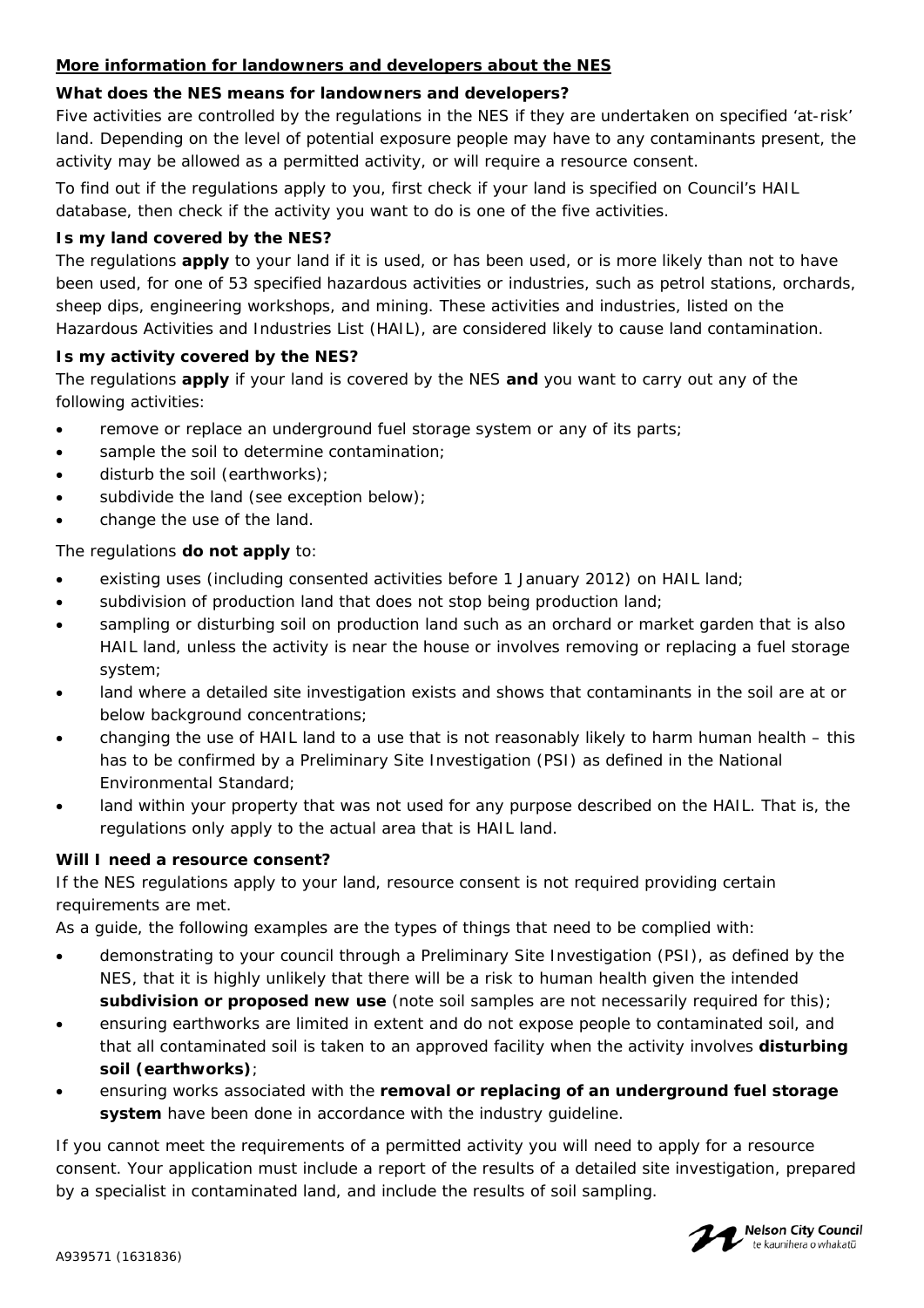**More information for landowners and developers about the NES**

**What does the NES means for landowners and developers?**

Five activities are controlled by the regulations in the NES if they are undertaken on specified 'at-risk' land. Depending on the level of potential exposure people may have to any contaminants present, the activity may be allowed as a permitted activity, or will require a resource consent.

To find out if the regulations apply to you, first check if your land is specified on Council's HAIL database, then check if the activity you want to do is one of the five activities.

**Is my land covered by the NES?**

The regulations **apply** to your land if it is used, or has been used, or is more likely than not to have been used, for one of 53 specified hazardous activities or industries, such as petrol stations, orchards, sheep dips, engineering workshops, and mining. These activities and industries, listed on the Hazardous Activities and Industries List (HAIL), are considered likely to cause land contamination.

**Is my activity covered by the NES?**

The regulations **apply** if your land is covered by the NES **and** you want to carry out any of the following activities:

- remove or replace an underground fuel storage system or any of its parts;
- sample the soil to determine contamination;
- disturb the soil (earthworks);
- subdivide the land (see exception below);
- change the use of the land.

The regulations **do not apply** to:

- existing uses (including consented activities before 1 January 2012) on HAIL land;
- subdivision of production land that does not stop being production land;
- sampling or disturbing soil on production land such as an orchard or market garden that is also HAIL land, unless the activity is near the house or involves removing or replacing a fuel storage system;
- land where a detailed site investigation exists and shows that contaminants in the soil are at or below background concentrations;
- changing the use of HAIL land to a use that is not reasonably likely to harm human health – this has to be confirmed by a Preliminary Site Investigation (PSI) as defined in the National Environmental Standard;
- land within your property that was not used for any purpose described on the HAIL. That is, the regulations only apply to the actual area that is HAIL land.

**Will I need a resource consent?**

If the NES regulations apply to your land, resource consent is not required providing certain requirements are met.

As a guide, the following examples are the types of things that need to be complied with:

- demonstrating to your council through a Preliminary Site Investigation (PSI), as defined by the NES, that it is highly unlikely that there will be a risk to human health given the intended **subdivision or proposed new use** (note soil samples are not necessarily required for this);
- ensuring earthworks are limited in extent and do not expose people to contaminated soil, and that all contaminated soil is taken to an approved facility when the activity involves **disturbing soil (earthworks)**;
- ensuring works associated with the **removal or replacing of an underground fuel storage system** have been done in accordance with the industry guideline.

If you cannot meet the requirements of a permitted activity you will need to apply for a resource consent. Your application must include a report of the results of a detailed site investigation, prepared by a specialist in contaminated land, and include the results of soil sampling.